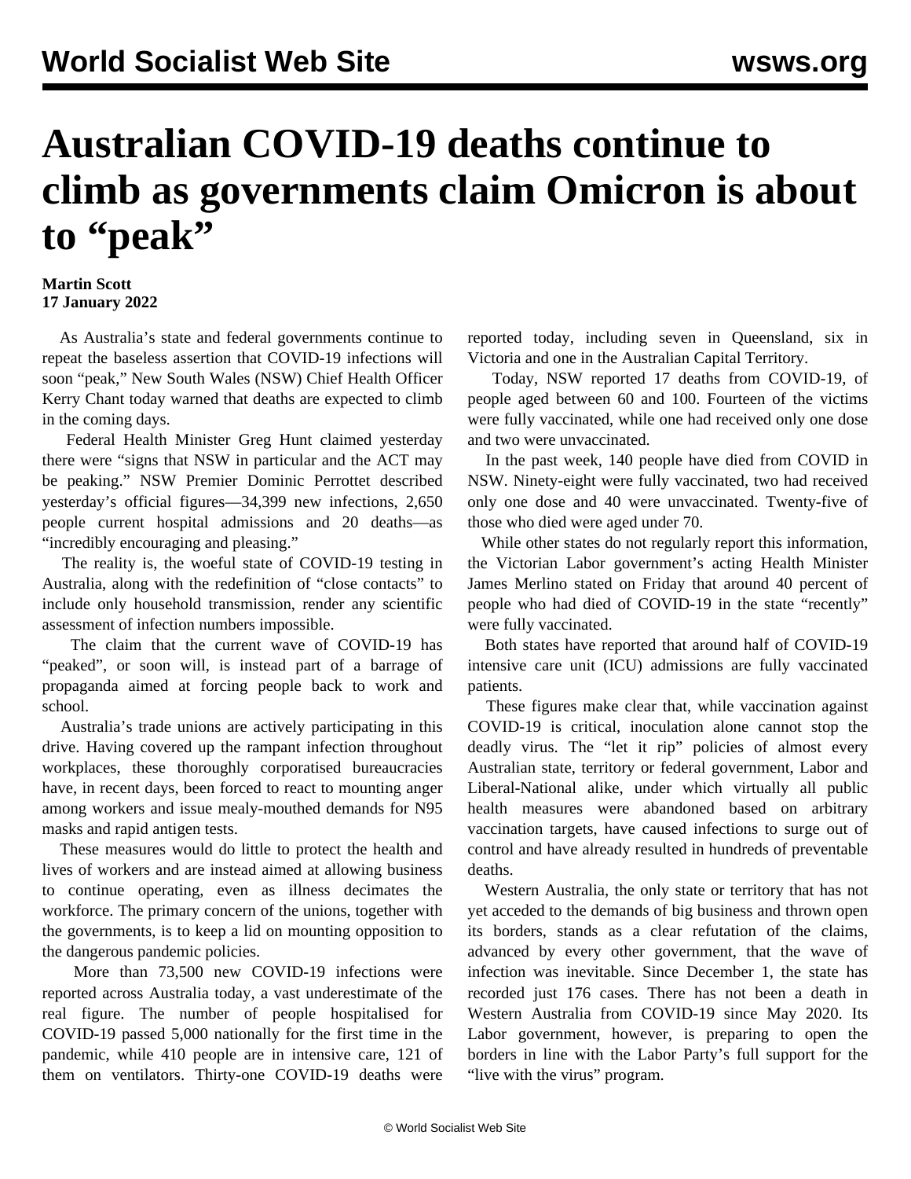# Australian COVID-19 deaths continue to climb as governments claim Omicron is about to "peak"

**Martin Scott**
**17 January 2022**

As Australia's state and federal governments continue to repeat the baseless assertion that COVID-19 infections will soon "peak," New South Wales (NSW) Chief Health Officer Kerry Chant today warned that deaths are expected to climb in the coming days.

Federal Health Minister Greg Hunt claimed yesterday there were "signs that NSW in particular and the ACT may be peaking." NSW Premier Dominic Perrottet described yesterday's official figures—34,399 new infections, 2,650 people current hospital admissions and 20 deaths—as "incredibly encouraging and pleasing."

The reality is, the woeful state of COVID-19 testing in Australia, along with the redefinition of "close contacts" to include only household transmission, render any scientific assessment of infection numbers impossible.

The claim that the current wave of COVID-19 has "peaked", or soon will, is instead part of a barrage of propaganda aimed at forcing people back to work and school.

Australia's trade unions are actively participating in this drive. Having covered up the rampant infection throughout workplaces, these thoroughly corporatised bureaucracies have, in recent days, been forced to react to mounting anger among workers and issue mealy-mouthed demands for N95 masks and rapid antigen tests.

These measures would do little to protect the health and lives of workers and are instead aimed at allowing business to continue operating, even as illness decimates the workforce. The primary concern of the unions, together with the governments, is to keep a lid on mounting opposition to the dangerous pandemic policies.

More than 73,500 new COVID-19 infections were reported across Australia today, a vast underestimate of the real figure. The number of people hospitalised for COVID-19 passed 5,000 nationally for the first time in the pandemic, while 410 people are in intensive care, 121 of them on ventilators. Thirty-one COVID-19 deaths were reported today, including seven in Queensland, six in Victoria and one in the Australian Capital Territory.

Today, NSW reported 17 deaths from COVID-19, of people aged between 60 and 100. Fourteen of the victims were fully vaccinated, while one had received only one dose and two were unvaccinated.

In the past week, 140 people have died from COVID in NSW. Ninety-eight were fully vaccinated, two had received only one dose and 40 were unvaccinated. Twenty-five of those who died were aged under 70.

While other states do not regularly report this information, the Victorian Labor government's acting Health Minister James Merlino stated on Friday that around 40 percent of people who had died of COVID-19 in the state "recently" were fully vaccinated.

Both states have reported that around half of COVID-19 intensive care unit (ICU) admissions are fully vaccinated patients.

These figures make clear that, while vaccination against COVID-19 is critical, inoculation alone cannot stop the deadly virus. The "let it rip" policies of almost every Australian state, territory or federal government, Labor and Liberal-National alike, under which virtually all public health measures were abandoned based on arbitrary vaccination targets, have caused infections to surge out of control and have already resulted in hundreds of preventable deaths.

Western Australia, the only state or territory that has not yet acceded to the demands of big business and thrown open its borders, stands as a clear refutation of the claims, advanced by every other government, that the wave of infection was inevitable. Since December 1, the state has recorded just 176 cases. There has not been a death in Western Australia from COVID-19 since May 2020. Its Labor government, however, is preparing to open the borders in line with the Labor Party's full support for the "live with the virus" program.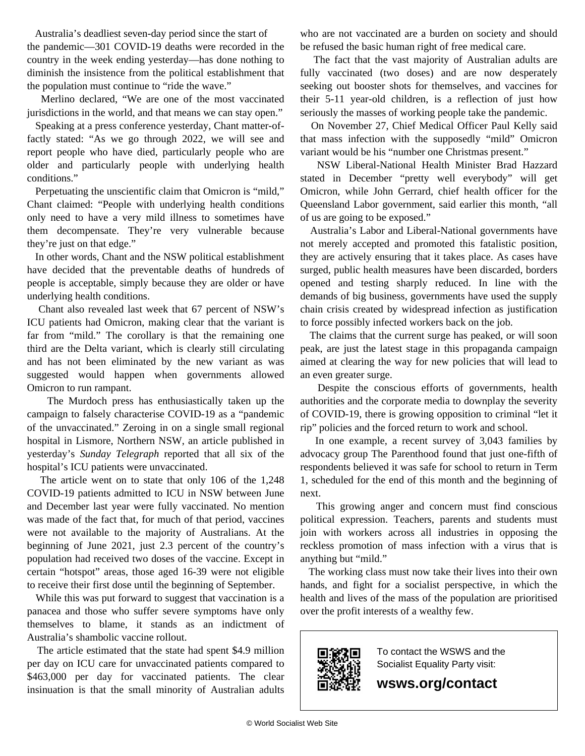Australia's deadliest seven-day period since the start of the pandemic—301 COVID-19 deaths were recorded in the country in the week ending yesterday—has done nothing to diminish the insistence from the political establishment that the population must continue to "ride the wave."

Merlino declared, "We are one of the most vaccinated jurisdictions in the world, and that means we can stay open."

Speaking at a press conference yesterday, Chant matter-of-factly stated: "As we go through 2022, we will see and report people who have died, particularly people who are older and particularly people with underlying health conditions."

Perpetuating the unscientific claim that Omicron is "mild," Chant claimed: "People with underlying health conditions only need to have a very mild illness to sometimes have them decompensate. They're very vulnerable because they're just on that edge."

In other words, Chant and the NSW political establishment have decided that the preventable deaths of hundreds of people is acceptable, simply because they are older or have underlying health conditions.

Chant also revealed last week that 67 percent of NSW's ICU patients had Omicron, making clear that the variant is far from "mild." The corollary is that the remaining one third are the Delta variant, which is clearly still circulating and has not been eliminated by the new variant as was suggested would happen when governments allowed Omicron to run rampant.

The Murdoch press has enthusiastically taken up the campaign to falsely characterise COVID-19 as a "pandemic of the unvaccinated." Zeroing in on a single small regional hospital in Lismore, Northern NSW, an article published in yesterday's *Sunday Telegraph* reported that all six of the hospital's ICU patients were unvaccinated.

The article went on to state that only 106 of the 1,248 COVID-19 patients admitted to ICU in NSW between June and December last year were fully vaccinated. No mention was made of the fact that, for much of that period, vaccines were not available to the majority of Australians. At the beginning of June 2021, just 2.3 percent of the country's population had received two doses of the vaccine. Except in certain "hotspot" areas, those aged 16-39 were not eligible to receive their first dose until the beginning of September.

While this was put forward to suggest that vaccination is a panacea and those who suffer severe symptoms have only themselves to blame, it stands as an indictment of Australia's shambolic vaccine rollout.

The article estimated that the state had spent $4.9 million per day on ICU care for unvaccinated patients compared to $463,000 per day for vaccinated patients. The clear insinuation is that the small minority of Australian adults who are not vaccinated are a burden on society and should be refused the basic human right of free medical care.

The fact that the vast majority of Australian adults are fully vaccinated (two doses) and are now desperately seeking out booster shots for themselves, and vaccines for their 5-11 year-old children, is a reflection of just how seriously the masses of working people take the pandemic.

On November 27, Chief Medical Officer Paul Kelly said that mass infection with the supposedly "mild" Omicron variant would be his "number one Christmas present."

NSW Liberal-National Health Minister Brad Hazzard stated in December "pretty well everybody" will get Omicron, while John Gerrard, chief health officer for the Queensland Labor government, said earlier this month, "all of us are going to be exposed."

Australia's Labor and Liberal-National governments have not merely accepted and promoted this fatalistic position, they are actively ensuring that it takes place. As cases have surged, public health measures have been discarded, borders opened and testing sharply reduced. In line with the demands of big business, governments have used the supply chain crisis created by widespread infection as justification to force possibly infected workers back on the job.

The claims that the current surge has peaked, or will soon peak, are just the latest stage in this propaganda campaign aimed at clearing the way for new policies that will lead to an even greater surge.

Despite the conscious efforts of governments, health authorities and the corporate media to downplay the severity of COVID-19, there is growing opposition to criminal "let it rip" policies and the forced return to work and school.

In one example, a recent survey of 3,043 families by advocacy group The Parenthood found that just one-fifth of respondents believed it was safe for school to return in Term 1, scheduled for the end of this month and the beginning of next.

This growing anger and concern must find conscious political expression. Teachers, parents and students must join with workers across all industries in opposing the reckless promotion of mass infection with a virus that is anything but "mild."

The working class must now take their lives into their own hands, and fight for a socialist perspective, in which the health and lives of the mass of the population are prioritised over the profit interests of a wealthy few.

To contact the WSWS and the Socialist Equality Party visit:

**wsws.org/contact**